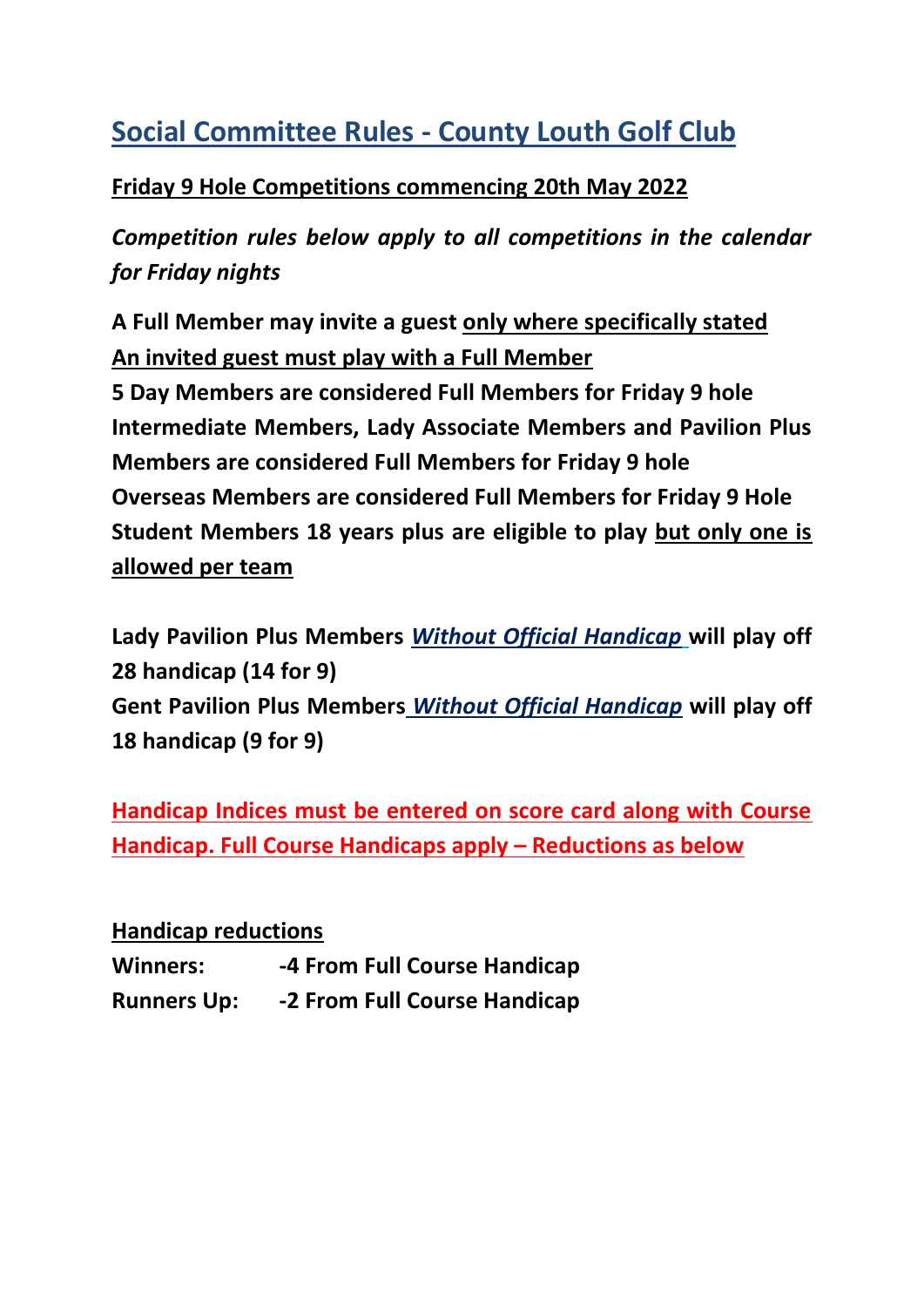# Social Committee Rules - County Louth Golf Club

**Friday 9 Hole Competitions commencing 20th May 2022**

***Competition rules below apply to all competitions in the calendar for Friday nights***

**A Full Member may invite a guest only where specifically stated**
**An invited guest must play with a Full Member**
**5 Day Members are considered Full Members for Friday 9 hole**
**Intermediate Members, Lady Associate Members and Pavilion Plus Members are considered Full Members for Friday 9 hole**
**Overseas Members are considered Full Members for Friday 9 Hole**
**Student Members 18 years plus are eligible to play but only one is allowed per team**

**Lady Pavilion Plus Members *Without Official Handicap* will play off 28 handicap (14 for 9)**
**Gent Pavilion Plus Members *Without Official Handicap* will play off 18 handicap (9 for 9)**

**Handicap Indices must be entered on score card along with Course Handicap. Full Course Handicaps apply – Reductions as below**

**Handicap reductions**

| | |
|---|---|
| **Winners:** | **-4 From Full Course Handicap** |
| **Runners Up:** | **-2 From Full Course Handicap** |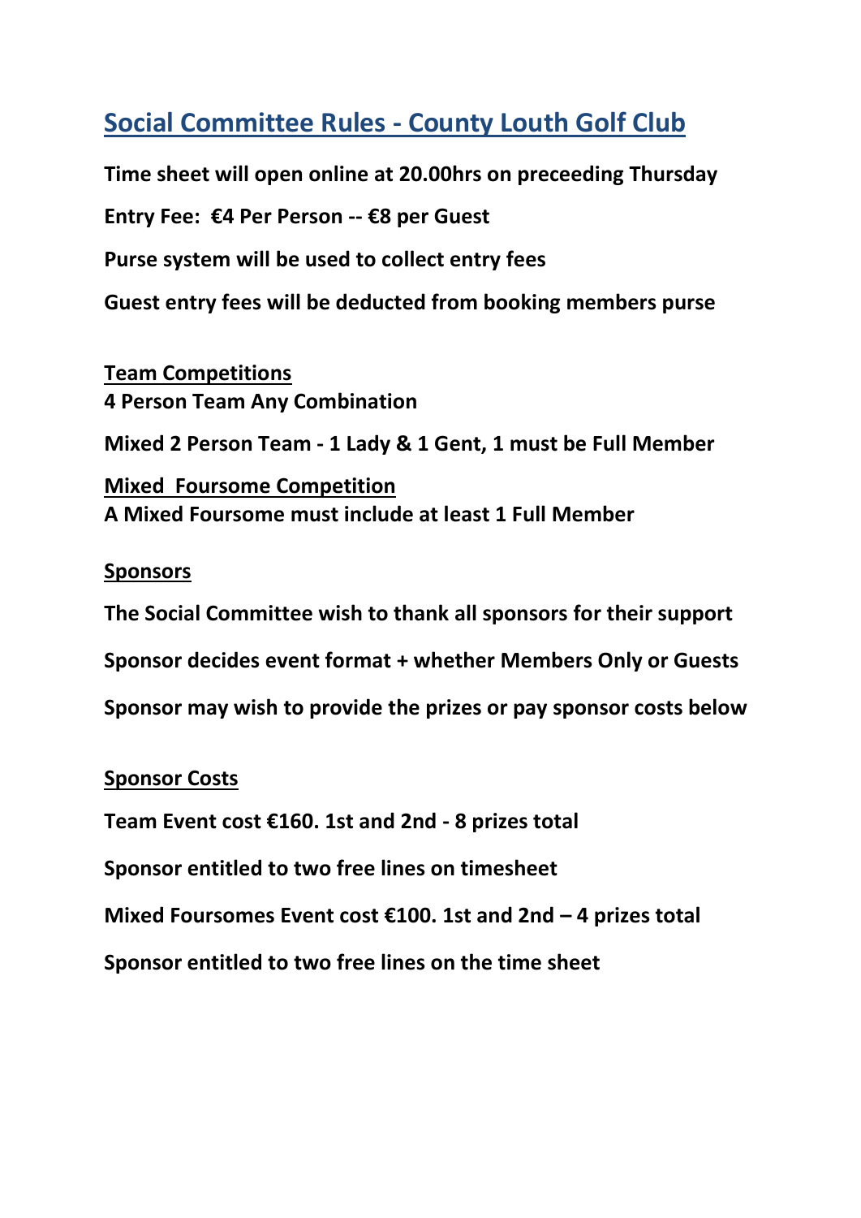# Social Committee Rules - County Louth Golf Club

**Time sheet will open online at 20.00hrs on preceeding Thursday**

**Entry Fee: €4 Per Person -- €8 per Guest**

**Purse system will be used to collect entry fees**

**Guest entry fees will be deducted from booking members purse**

## Team Competitions

**4 Person Team Any Combination**

**Mixed 2 Person Team - 1 Lady & 1 Gent, 1 must be Full Member**

## Mixed Foursome Competition

**A Mixed Foursome must include at least 1 Full Member**

## Sponsors

**The Social Committee wish to thank all sponsors for their support**

**Sponsor decides event format + whether Members Only or Guests**

**Sponsor may wish to provide the prizes or pay sponsor costs below**

## Sponsor Costs

**Team Event cost €160. 1st and 2nd - 8 prizes total**

**Sponsor entitled to two free lines on timesheet**

**Mixed Foursomes Event cost €100. 1st and 2nd – 4 prizes total**

**Sponsor entitled to two free lines on the time sheet**